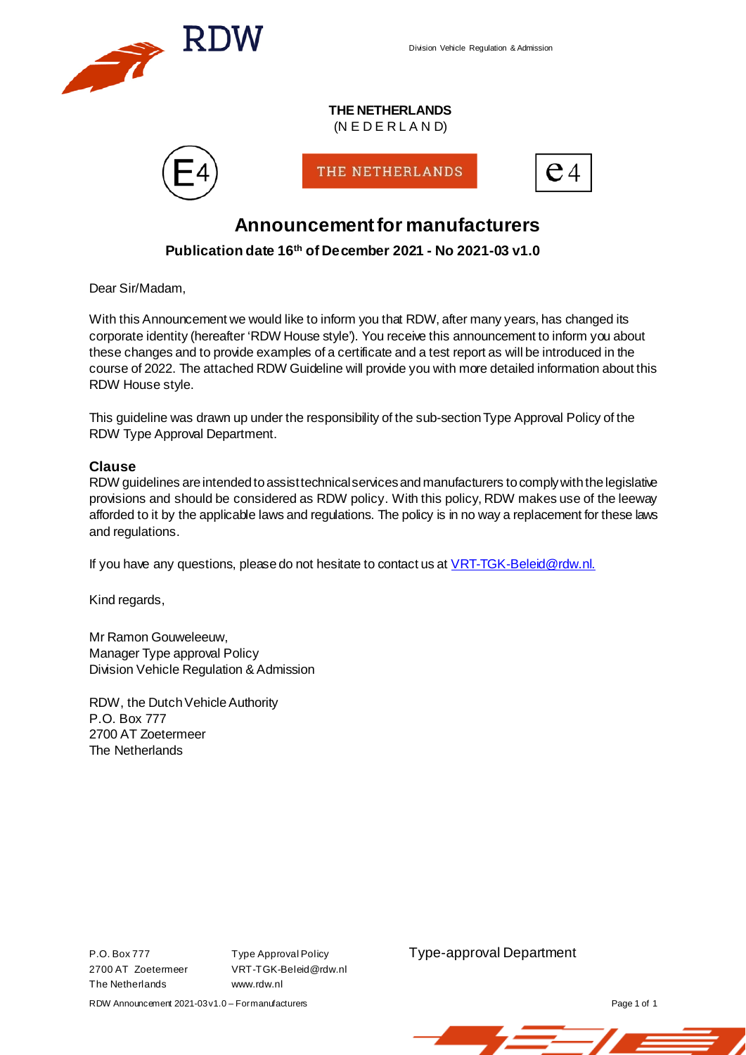Division Vehicle Regulation & Admission

**THE NETHERLANDS**
(N E D E R L A N D)

E4 THE NETHERLANDS e4

# Announcement for manufacturers

**Publication date 16th of December 2021 - No 2021-03 v1.0**

Dear Sir/Madam,

With this Announcement we would like to inform you that RDW, after many years, has changed its corporate identity (hereafter 'RDW House style'). You receive this announcement to inform you about these changes and to provide examples of a certificate and a test report as will be introduced in the course of 2022. The attached RDW Guideline will provide you with more detailed information about this RDW House style.

This guideline was drawn up under the responsibility of the sub-section Type Approval Policy of the RDW Type Approval Department.

### Clause

RDW guidelines are intended to assist technical services and manufacturers to comply with the legislative provisions and should be considered as RDW policy. With this policy, RDW makes use of the leeway afforded to it by the applicable laws and regulations. The policy is in no way a replacement for these laws and regulations.

If you have any questions, please do not hesitate to contact us at VRT-TGK-Beleid@rdw.nl.

Kind regards,

Mr Ramon Gouweleeuw,
Manager Type approval Policy
Division Vehicle Regulation & Admission

RDW, the Dutch Vehicle Authority
P.O. Box 777
2700 AT Zoetermeer
The Netherlands

P.O. Box 777
2700 AT Zoetermeer
The Netherlands

Type Approval Policy
VRT-TGK-Beleid@rdw.nl
www.rdw.nl

Type-approval Department

RDW Announcement 2021-03 v1.0 – For manufacturers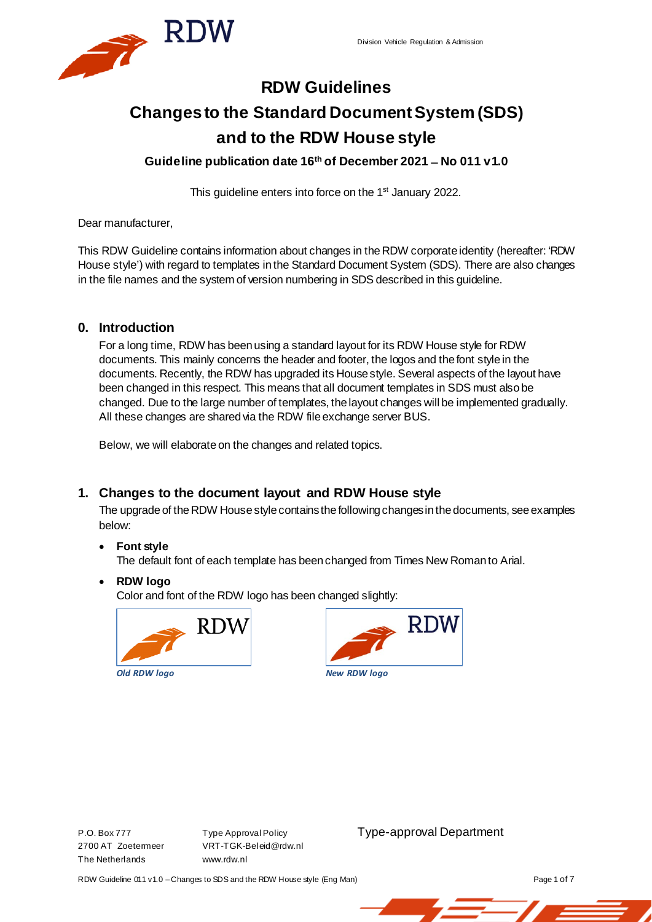Division Vehicle Regulation & Admission

# RDW Guidelines

# Changes to the Standard Document System (SDS) and to the RDW House style

**Guideline publication date 16th of December 2021 – No 011 v1.0**

This guideline enters into force on the 1st January 2022.

Dear manufacturer,

This RDW Guideline contains information about changes in the RDW corporate identity (hereafter: 'RDW House style') with regard to templates in the Standard Document System (SDS). There are also changes in the file names and the system of version numbering in SDS described in this guideline.

## 0. Introduction

For a long time, RDW has been using a standard layout for its RDW House style for RDW documents. This mainly concerns the header and footer, the logos and the font style in the documents. Recently, the RDW has upgraded its House style. Several aspects of the layout have been changed in this respect. This means that all document templates in SDS must also be changed. Due to the large number of templates, the layout changes will be implemented gradually. All these changes are shared via the RDW file exchange server BUS.

Below, we will elaborate on the changes and related topics.

## 1. Changes to the document layout and RDW House style

The upgrade of the RDW House style contains the following changes in the documents, see examples below:

- **Font style**
  The default font of each template has been changed from Times New Roman to Arial.
- **RDW logo**
  Color and font of the RDW logo has been changed slightly:

*Old RDW logo*

*New RDW logo*

P.O. Box 777
2700 AT Zoetermeer
The Netherlands

Type Approval Policy
VRT-TGK-Beleid@rdw.nl
www.rdw.nl

Type-approval Department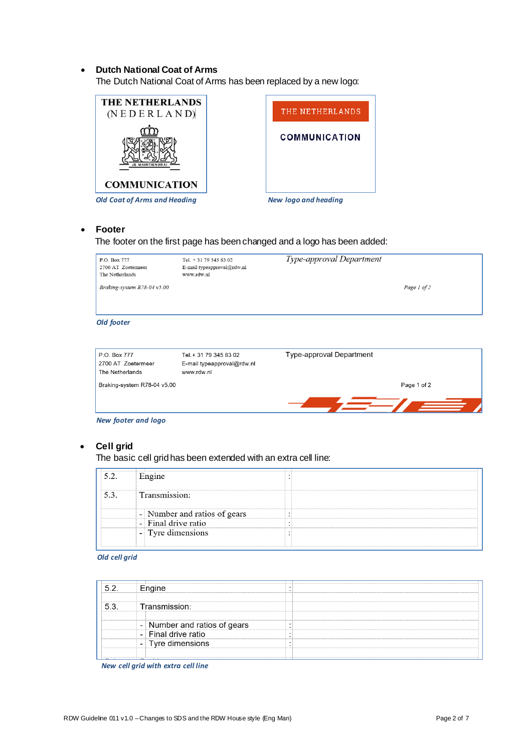- **Dutch National Coat of Arms**
  The Dutch National Coat of Arms has been replaced by a new logo:

THE NETHERLANDS
(NEDERLAND)

JE MAINTIENDRAI

COMMUNICATION

*Old Coat of Arms and Heading*

THE NETHERLANDS

COMMUNICATION

*New logo and heading*

- **Footer**
  The footer on the first page has been changed and a logo has been added:

| P.O. Box 777<br>2700 AT Zoetermeer<br>The Netherlands | Tel. + 31 79 345 83 02<br>E-mail typeapproval@rdw.nl<br>www.rdw.nl | *Type-approval Department* |
|---|---|---|
| *Braking-system R78-04 v5.00* | | *Page 1 of 2* |

*Old footer*

| P.O. Box 777<br>2700 AT Zoetermeer<br>The Netherlands | Tel. + 31 79 345 83 02<br>E-mail typeapproval@rdw.nl<br>www.rdw.nl | Type-approval Department |
|---|---|---|
| Braking-system R78-04 v5.00 | | Page 1 of 2 |

*New footer and logo*

- **Cell grid**
  The basic cell grid has been extended with an extra cell line:

| | | | |
|---|---|---|---|
| 5.2. | Engine | : | |
| 5.3. | Transmission: | | |
| | - Number and ratios of gears | : | |
| | - Final drive ratio | : | |
| | - Tyre dimensions | : | |

*Old cell grid*

| | | | |
|---|---|---|---|
| 5.2. | Engine | : | |
| 5.3. | Transmission: | | |
| | - Number and ratios of gears | : | |
| | - Final drive ratio | : | |
| | - Tyre dimensions | : | |
| | | | |

*New cell grid with extra cell line*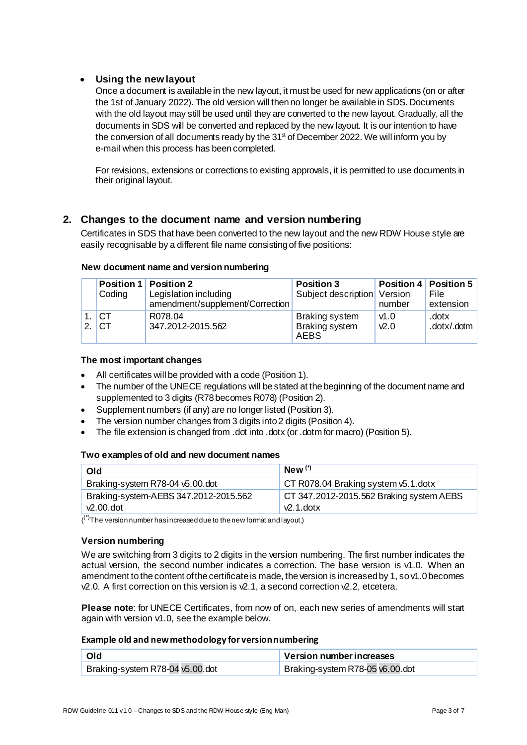- **Using the new layout**

  Once a document is available in the new layout, it must be used for new applications (on or after the 1st of January 2022). The old version will then no longer be available in SDS. Documents with the old layout may still be used until they are converted to the new layout. Gradually, all the documents in SDS will be converted and replaced by the new layout. It is our intention to have the conversion of all documents ready by the 31st of December 2022. We will inform you by e-mail when this process has been completed.

  For revisions, extensions or corrections to existing approvals, it is permitted to use documents in their original layout.

## 2. Changes to the document name and version numbering

Certificates in SDS that have been converted to the new layout and the new RDW House style are easily recognisable by a different file name consisting of five positions:

**New document name and version numbering**

| | **Position 1** Coding | **Position 2** Legislation including amendment/supplement/Correction | **Position 3** Subject description | **Position 4** Version number | **Position 5** File extension |
|---|---|---|---|---|---|
| 1. | CT | R078.04 | Braking system | v1.0 | .dotx |
| 2. | CT | 347.2012-2015.562 | Braking system AEBS | v2.0 | .dotx/.dotm |

**The most important changes**

- All certificates will be provided with a code (Position 1).
- The number of the UNECE regulations will be stated at the beginning of the document name and supplemented to 3 digits (R78 becomes R078) (Position 2).
- Supplement numbers (if any) are no longer listed (Position 3).
- The version number changes from 3 digits into 2 digits (Position 4).
- The file extension is changed from .dot into .dotx (or .dotm for macro) (Position 5).

**Two examples of old and new document names**

| **Old** | **New** (*) |
|---|---|
| Braking-system R78-04 v5.00.dot | CT R078.04 Braking system v5.1.dotx |
| Braking-system-AEBS 347.2012-2015.562 v2.00.dot | CT 347.2012-2015.562 Braking system AEBS v2.1.dotx |

((*) The version number has increased due to the new format and layout.)

**Version numbering**

We are switching from 3 digits to 2 digits in the version numbering. The first number indicates the actual version, the second number indicates a correction. The base version is v1.0. When an amendment to the content of the certificate is made, the version is increased by 1, so v1.0 becomes v2.0. A first correction on this version is v2.1, a second correction v2.2, etcetera.

**Please note**: for UNECE Certificates, from now of on, each new series of amendments will start again with version v1.0, see the example below.

**Example old and new methodology for version numbering**

| **Old** | **Version number increases** |
|---|---|
| Braking-system R78-04 v5.00.dot | Braking-system R78-05 v6.00.dot |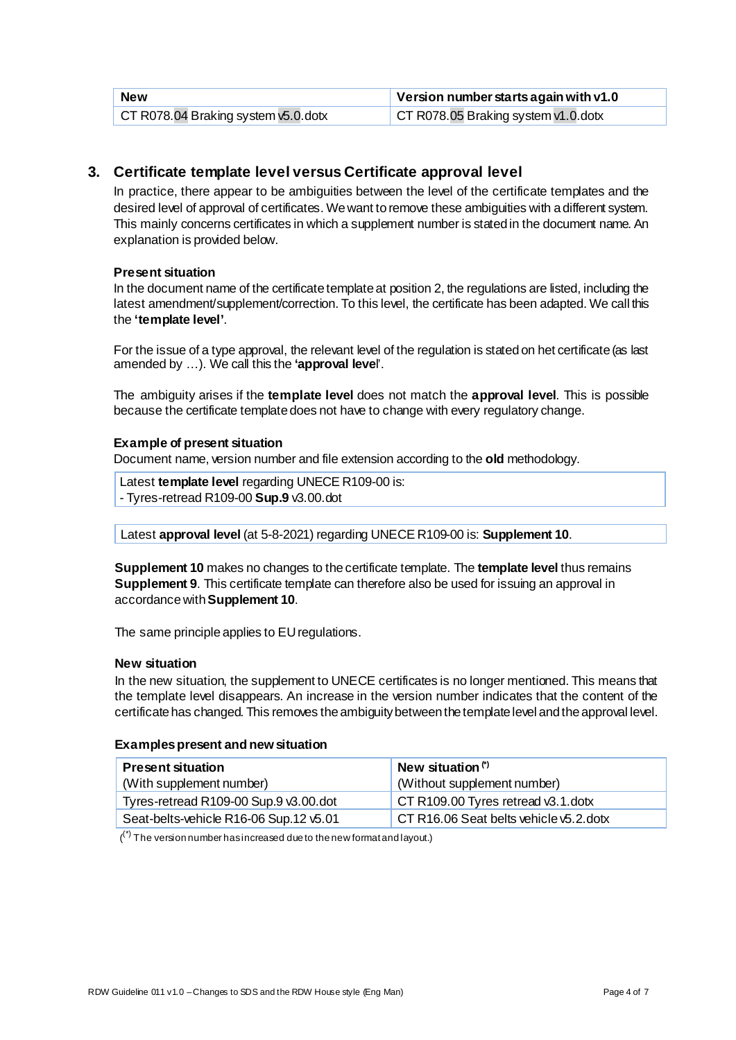| New | Version number starts again with v1.0 |
| --- | --- |
| CT R078.04 Braking system v5.0.dotx | CT R078.05 Braking system v1.0.dotx |

## 3. Certificate template level versus Certificate approval level

In practice, there appear to be ambiguities between the level of the certificate templates and the desired level of approval of certificates. We want to remove these ambiguities with a different system. This mainly concerns certificates in which a supplement number is stated in the document name. An explanation is provided below.

### Present situation

In the document name of the certificate template at position 2, the regulations are listed, including the latest amendment/supplement/correction. To this level, the certificate has been adapted. We call this the **'template level'**.

For the issue of a type approval, the relevant level of the regulation is stated on het certificate (as last amended by …). We call this the **'approval level**'.

The ambiguity arises if the **template level** does not match the **approval level**. This is possible because the certificate template does not have to change with every regulatory change.

### Example of present situation

Document name, version number and file extension according to the **old** methodology.

| Latest **template level** regarding UNECE R109-00 is:<br>- Tyres-retread R109-00 **Sup.9** v3.00.dot |
| --- |

| Latest **approval level** (at 5-8-2021) regarding UNECE R109-00 is: **Supplement 10**. |
| --- |

**Supplement 10** makes no changes to the certificate template. The **template level** thus remains **Supplement 9**. This certificate template can therefore also be used for issuing an approval in accordance with **Supplement 10**.

The same principle applies to EU regulations.

### New situation

In the new situation, the supplement to UNECE certificates is no longer mentioned. This means that the template level disappears. An increase in the version number indicates that the content of the certificate has changed. This removes the ambiguity between the template level and the approval level.

### Examples present and new situation

| **Present situation**<br>(With supplement number) | **New situation** [(*)]<br>(Without supplement number) |
| --- | --- |
| Tyres-retread R109-00 Sup.9 v3.00.dot | CT R109.00 Tyres retread v3.1.dotx |
| Seat-belts-vehicle R16-06 Sup.12 v5.01 | CT R16.06 Seat belts vehicle v5.2.dotx |

([*] The version number has increased due to the new format and layout.)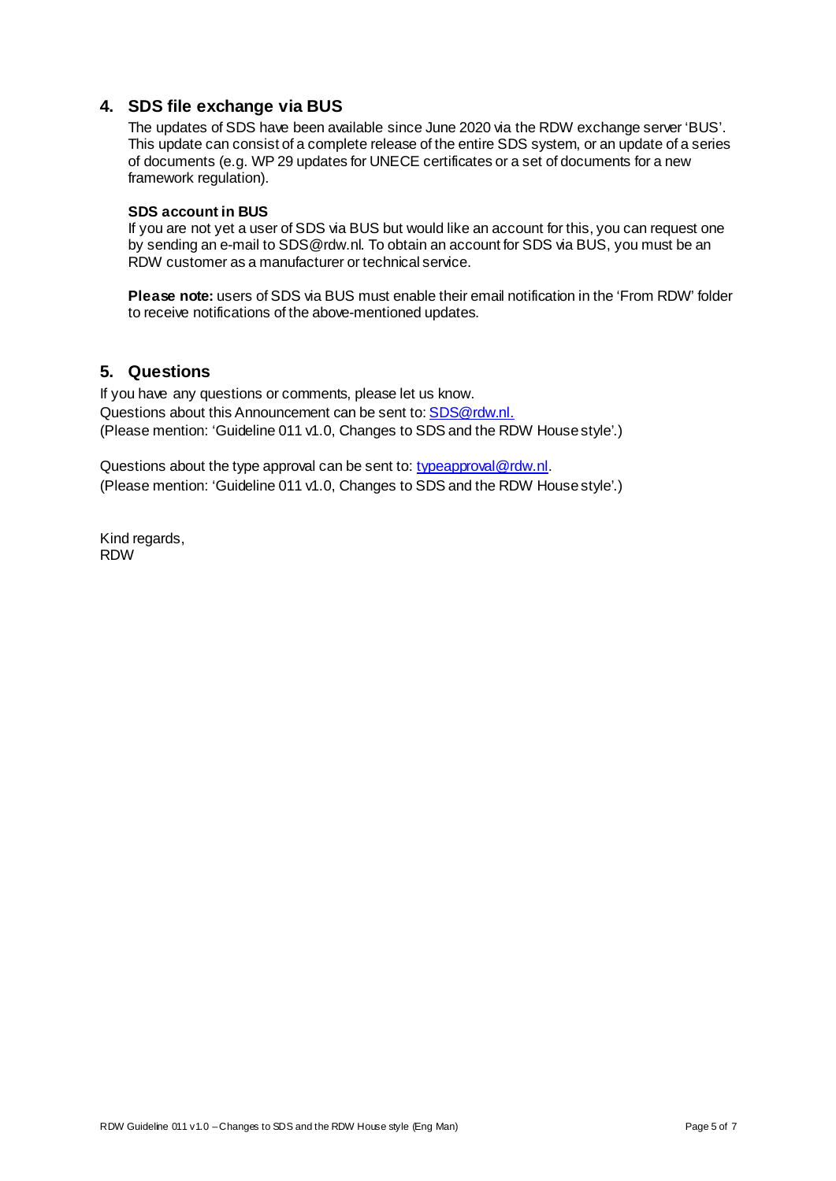## 4. SDS file exchange via BUS

The updates of SDS have been available since June 2020 via the RDW exchange server 'BUS'. This update can consist of a complete release of the entire SDS system, or an update of a series of documents (e.g. WP 29 updates for UNECE certificates or a set of documents for a new framework regulation).

**SDS account in BUS**

If you are not yet a user of SDS via BUS but would like an account for this, you can request one by sending an e-mail to SDS@rdw.nl. To obtain an account for SDS via BUS, you must be an RDW customer as a manufacturer or technical service.

**Please note:** users of SDS via BUS must enable their email notification in the 'From RDW' folder to receive notifications of the above-mentioned updates.

## 5. Questions

If you have any questions or comments, please let us know.
Questions about this Announcement can be sent to: SDS@rdw.nl.
(Please mention: 'Guideline 011 v1.0, Changes to SDS and the RDW House style'.)

Questions about the type approval can be sent to: typeapproval@rdw.nl.
(Please mention: 'Guideline 011 v1.0, Changes to SDS and the RDW House style'.)

Kind regards,
RDW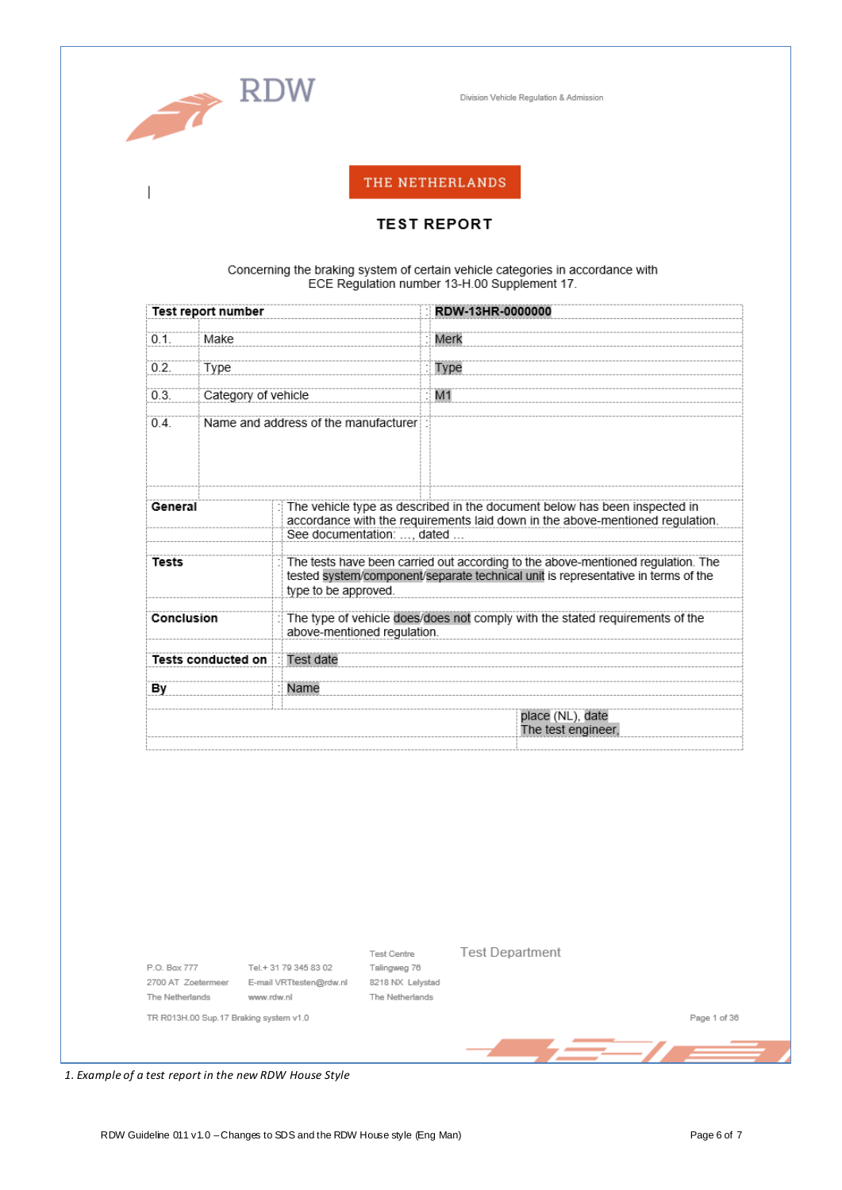RDW

Division Vehicle Regulation & Admission

THE NETHERLANDS

**TEST REPORT**

Concerning the braking system of certain vehicle categories in accordance with ECE Regulation number 13-H.00 Supplement 17.

| **Test report number** | | : | **RDW-13HR-0000000** |
|---|---|---|---|
| 0.1. | Make | : | Merk |
| 0.2. | Type | : | Type |
| 0.3. | Category of vehicle | : | M1 |
| 0.4. | Name and address of the manufacturer | : | |

| | | |
|---|---|---|
| **General** | : | The vehicle type as described in the document below has been inspected in accordance with the requirements laid down in the above-mentioned regulation. See documentation: …, dated … |
| **Tests** | : | The tests have been carried out according to the above-mentioned regulation. The tested system/component/separate technical unit is representative in terms of the type to be approved. |
| **Conclusion** | : | The type of vehicle does/does not comply with the stated requirements of the above-mentioned regulation. |
| **Tests conducted on** | : | Test date |
| **By** | : | Name |

place (NL), date
The test engineer,

P.O. Box 777
2700 AT Zoetermeer
The Netherlands

Tel.+ 31 79 345 83 02
E-mail VRTtesten@rdw.nl
www.rdw.nl

Test Centre
Talingweg 76
8218 NX Lelystad
The Netherlands

Test Department

TR R013H.00 Sup.17 Braking system v1.0

Page 1 of 36

*1. Example of a test report in the new RDW House Style*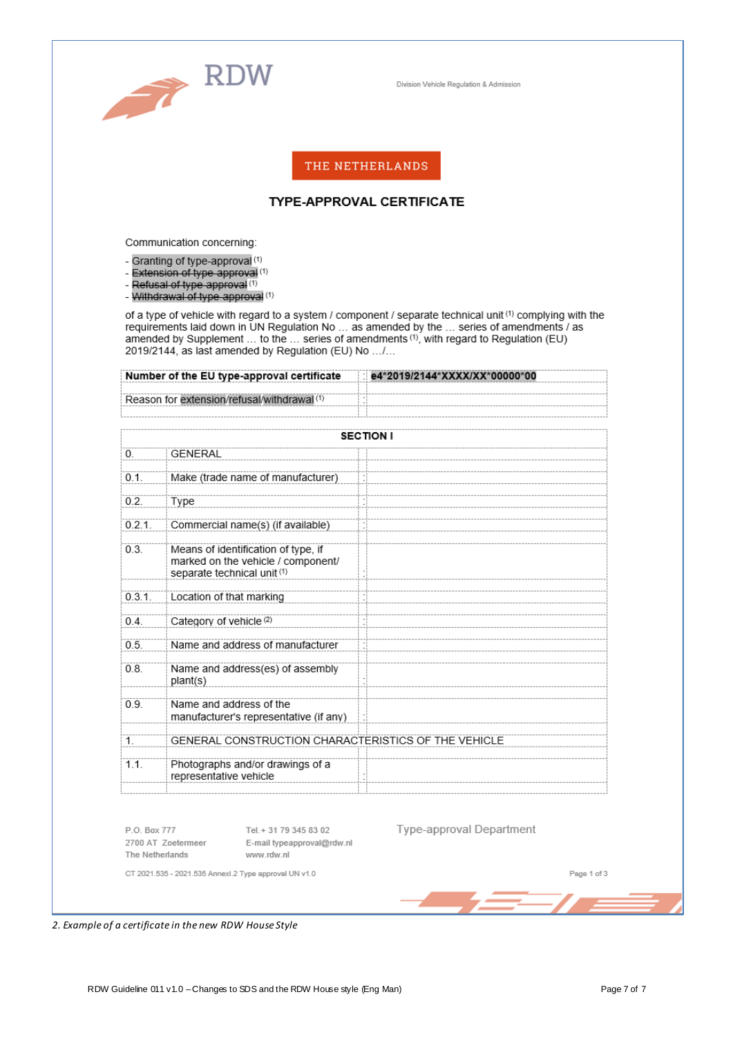RDW

Division Vehicle Regulation & Admission

THE NETHERLANDS

## TYPE-APPROVAL CERTIFICATE

Communication concerning:

- Granting of type-approval (1)
- ~~Extension of type-approval~~ (1)
- ~~Refusal of type approval~~ (1)
- ~~Withdrawal of type approval~~ (1)

of a type of vehicle with regard to a system / component / separate technical unit (1) complying with the requirements laid down in UN Regulation No … as amended by the … series of amendments / as amended by Supplement … to the … series of amendments (1), with regard to Regulation (EU) 2019/2144, as last amended by Regulation (EU) No …/…

| | | |
|---|---|---|
| **Number of the EU type-approval certificate** | : | **~~e4*2019/2144*XXXX/XX*00000*00~~** |
| Reason for extension/refusal/withdrawal (1) | : | |

| | | | |
|---|---|---|---|
| **SECTION I** | | | |
| 0. | GENERAL | | |
| 0.1. | Make (trade name of manufacturer) | : | |
| 0.2. | Type | : | |
| 0.2.1. | Commercial name(s) (if available) | : | |
| 0.3. | Means of identification of type, if marked on the vehicle / component/ separate technical unit (1) | : | |
| 0.3.1. | Location of that marking | : | |
| 0.4. | Category of vehicle (2) | : | |
| 0.5. | Name and address of manufacturer | : | |
| 0.8. | Name and address(es) of assembly plant(s) | : | |
| 0.9. | Name and address of the manufacturer's representative (if any) | : | |
| 1. | GENERAL CONSTRUCTION CHARACTERISTICS OF THE VEHICLE | | |
| 1.1. | Photographs and/or drawings of a representative vehicle | : | |

P.O. Box 777
2700 AT Zoetermeer
The Netherlands

Tel. + 31 79 345 83 02
E-mail typeapproval@rdw.nl
www.rdw.nl

Type-approval Department

CT 2021.535 - 2021.535 Annex I.2 Type approval UN v1.0

Page 1 of 3

*2. Example of a certificate in the new RDW House Style*